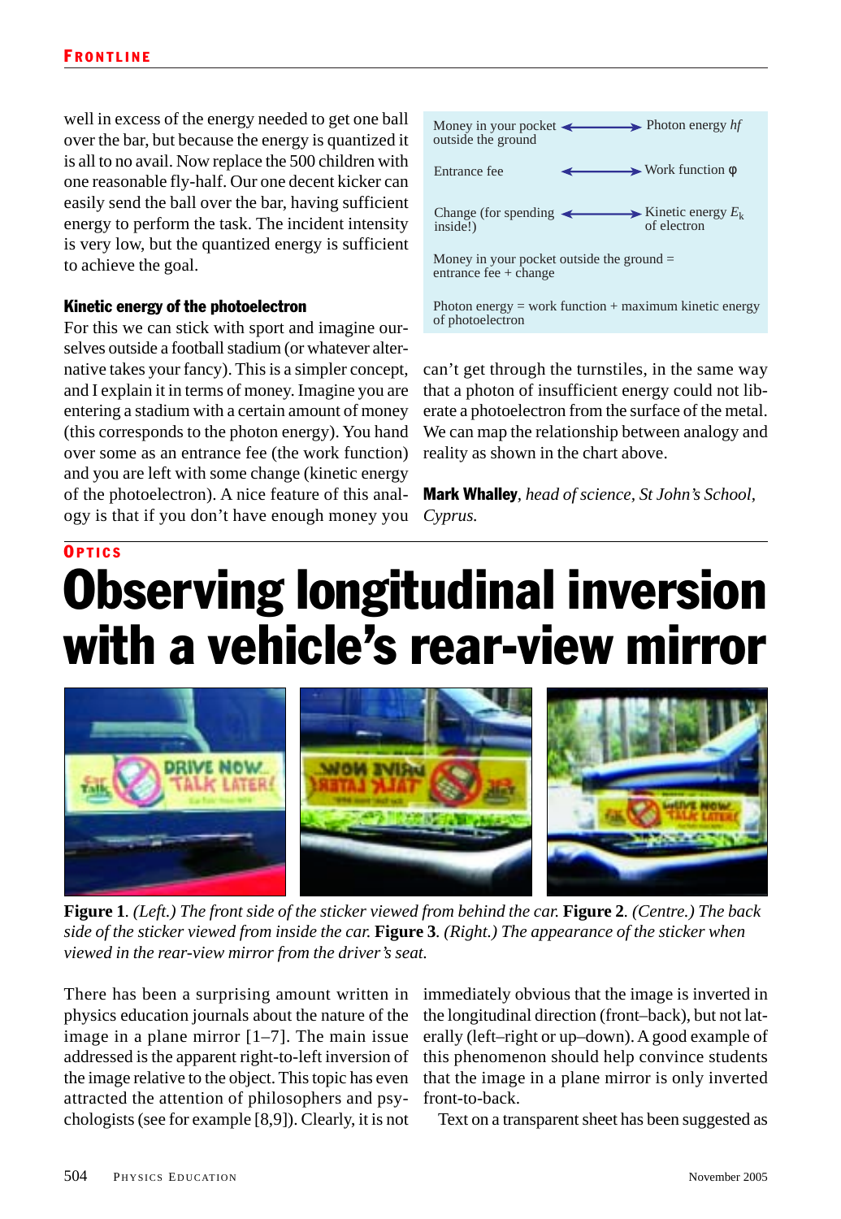well in excess of the energy needed to get one ball over the bar, but because the energy is quantized it is all to no avail. Now replace the 500 children with one reasonable fly-half. Our one decent kicker can easily send the ball over the bar, having sufficient energy to perform the task. The incident intensity is very low, but the quantized energy is sufficient to achieve the goal.

### Kinetic energy of the photoelectron

For this we can stick with sport and imagine ourselves outside a football stadium (or whatever alternative takes your fancy). This is a simpler concept, and I explain it in terms of money. Imagine you are entering a stadium with a certain amount of money (this corresponds to the photon energy). You hand over some as an entrance fee (the work function) and you are left with some change (kinetic energy of the photoelectron). A nice feature of this analogy is that if you don't have enough money you can't get through the turnstiles, in the same way that a photon of insufficient energy could not liberate a photoelectron from the surface of the metal. We can map the relationship between analogy and reality as shown in the chart above.

| Analogy | | Reality |
|---|---|---|
| Money in your pocket outside the ground | ⟷ | Photon energy $hf$ |
| Entrance fee | ⟷ | Work function $\varphi$ |
| Change (for spending inside!) | ⟷ | Kinetic energy $E_k$ of electron |

Money in your pocket outside the ground = entrance fee + change

Photon energy = work function + maximum kinetic energy of photoelectron

**Mark Whalley**, *head of science, St John's School, Cyprus.*

---

OPTICS

# Observing longitudinal inversion with a vehicle's rear-view mirror

**Figure 1**. *(Left.) The front side of the sticker viewed from behind the car.* **Figure 2**. *(Centre.) The back side of the sticker viewed from inside the car.* **Figure 3**. *(Right.) The appearance of the sticker when viewed in the rear-view mirror from the driver's seat.*

There has been a surprising amount written in physics education journals about the nature of the image in a plane mirror [1–7]. The main issue addressed is the apparent right-to-left inversion of the image relative to the object. This topic has even attracted the attention of philosophers and psychologists (see for example [8,9]). Clearly, it is not immediately obvious that the image is inverted in the longitudinal direction (front–back), but not laterally (left–right or up–down). A good example of this phenomenon should help convince students that the image in a plane mirror is only inverted front-to-back.

Text on a transparent sheet has been suggested as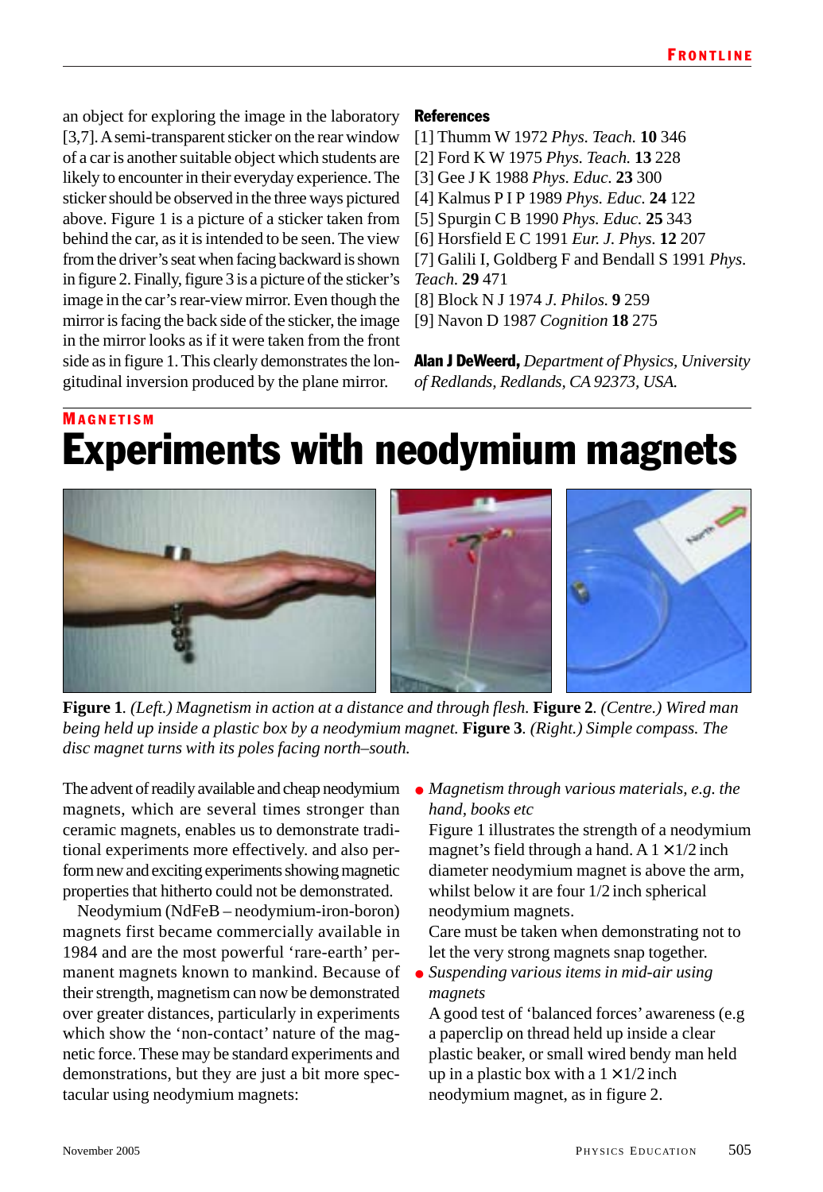an object for exploring the image in the laboratory [3,7]. A semi-transparent sticker on the rear window of a car is another suitable object which students are likely to encounter in their everyday experience. The sticker should be observed in the three ways pictured above. Figure 1 is a picture of a sticker taken from behind the car, as it is intended to be seen. The view from the driver's seat when facing backward is shown in figure 2. Finally, figure 3 is a picture of the sticker's image in the car's rear-view mirror. Even though the mirror is facing the back side of the sticker, the image in the mirror looks as if it were taken from the front side as in figure 1. This clearly demonstrates the longitudinal inversion produced by the plane mirror.

### References

[1] Thumm W 1972 *Phys. Teach.* **10** 346
[2] Ford K W 1975 *Phys. Teach.* **13** 228
[3] Gee J K 1988 *Phys. Educ.* **23** 300
[4] Kalmus P I P 1989 *Phys. Educ.* **24** 122
[5] Spurgin C B 1990 *Phys. Educ.* **25** 343
[6] Horsfield E C 1991 *Eur. J. Phys.* **12** 207
[7] Galili I, Goldberg F and Bendall S 1991 *Phys. Teach.* **29** 471
[8] Block N J 1974 *J. Philos.* **9** 259
[9] Navon D 1987 *Cognition* **18** 275

**Alan J DeWeerd,** *Department of Physics, University of Redlands, Redlands, CA 92373, USA.*

MAGNETISM

# Experiments with neodymium magnets

**Figure 1**. *(Left.) Magnetism in action at a distance and through flesh.* **Figure 2**. *(Centre.) Wired man being held up inside a plastic box by a neodymium magnet.* **Figure 3**. *(Right.) Simple compass. The disc magnet turns with its poles facing north–south.*

The advent of readily available and cheap neodymium magnets, which are several times stronger than ceramic magnets, enables us to demonstrate traditional experiments more effectively. and also perform new and exciting experiments showing magnetic properties that hitherto could not be demonstrated.

Neodymium (NdFeB – neodymium-iron-boron) magnets first became commercially available in 1984 and are the most powerful 'rare-earth' permanent magnets known to mankind. Because of their strength, magnetism can now be demonstrated over greater distances, particularly in experiments which show the 'non-contact' nature of the magnetic force. These may be standard experiments and demonstrations, but they are just a bit more spectacular using neodymium magnets:

- *Magnetism through various materials, e.g. the hand, books etc*

  Figure 1 illustrates the strength of a neodymium magnet's field through a hand. A $1 \times 1/2$ inch diameter neodymium magnet is above the arm, whilst below it are four 1/2 inch spherical neodymium magnets.

  Care must be taken when demonstrating not to let the very strong magnets snap together.

- *Suspending various items in mid-air using magnets*

  A good test of 'balanced forces' awareness (e.g a paperclip on thread held up inside a clear plastic beaker, or small wired bendy man held up in a plastic box with a $1 \times 1/2$ inch neodymium magnet, as in figure 2.